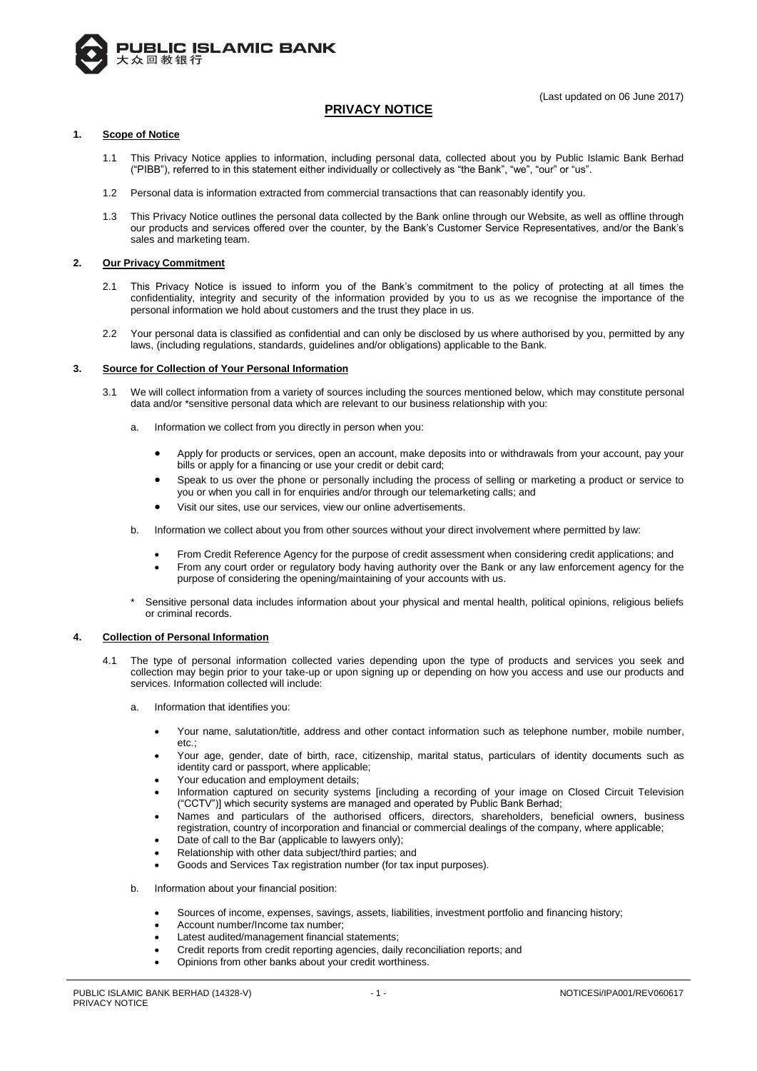PUBLIC ISLAMIC BANK
大众回教银行

(Last updated on 06 June 2017)

# PRIVACY NOTICE

## 1. Scope of Notice

1.1 This Privacy Notice applies to information, including personal data, collected about you by Public Islamic Bank Berhad ("PIBB"), referred to in this statement either individually or collectively as "the Bank", "we", "our" or "us".

1.2 Personal data is information extracted from commercial transactions that can reasonably identify you.

1.3 This Privacy Notice outlines the personal data collected by the Bank online through our Website, as well as offline through our products and services offered over the counter, by the Bank's Customer Service Representatives, and/or the Bank's sales and marketing team.

## 2. Our Privacy Commitment

2.1 This Privacy Notice is issued to inform you of the Bank's commitment to the policy of protecting at all times the confidentiality, integrity and security of the information provided by you to us as we recognise the importance of the personal information we hold about customers and the trust they place in us.

2.2 Your personal data is classified as confidential and can only be disclosed by us where authorised by you, permitted by any laws, (including regulations, standards, guidelines and/or obligations) applicable to the Bank.

## 3. Source for Collection of Your Personal Information

3.1 We will collect information from a variety of sources including the sources mentioned below, which may constitute personal data and/or *sensitive personal data which are relevant to our business relationship with you:

a. Information we collect from you directly in person when you:

- Apply for products or services, open an account, make deposits into or withdrawals from your account, pay your bills or apply for a financing or use your credit or debit card;
- Speak to us over the phone or personally including the process of selling or marketing a product or service to you or when you call in for enquiries and/or through our telemarketing calls; and
- Visit our sites, use our services, view our online advertisements.

b. Information we collect about you from other sources without your direct involvement where permitted by law:

- From Credit Reference Agency for the purpose of credit assessment when considering credit applications; and
- From any court order or regulatory body having authority over the Bank or any law enforcement agency for the purpose of considering the opening/maintaining of your accounts with us.

\* Sensitive personal data includes information about your physical and mental health, political opinions, religious beliefs or criminal records.

## 4. Collection of Personal Information

4.1 The type of personal information collected varies depending upon the type of products and services you seek and collection may begin prior to your take-up or upon signing up or depending on how you access and use our products and services. Information collected will include:

a. Information that identifies you:

- Your name, salutation/title, address and other contact information such as telephone number, mobile number, etc.;
- Your age, gender, date of birth, race, citizenship, marital status, particulars of identity documents such as identity card or passport, where applicable;
- Your education and employment details;
- Information captured on security systems [including a recording of your image on Closed Circuit Television ("CCTV")] which security systems are managed and operated by Public Bank Berhad;
- Names and particulars of the authorised officers, directors, shareholders, beneficial owners, business registration, country of incorporation and financial or commercial dealings of the company, where applicable;
- Date of call to the Bar (applicable to lawyers only);
- Relationship with other data subject/third parties; and
- Goods and Services Tax registration number (for tax input purposes).

b. Information about your financial position:

- Sources of income, expenses, savings, assets, liabilities, investment portfolio and financing history;
- Account number/Income tax number;
- Latest audited/management financial statements;
- Credit reports from credit reporting agencies, daily reconciliation reports; and
- Opinions from other banks about your credit worthiness.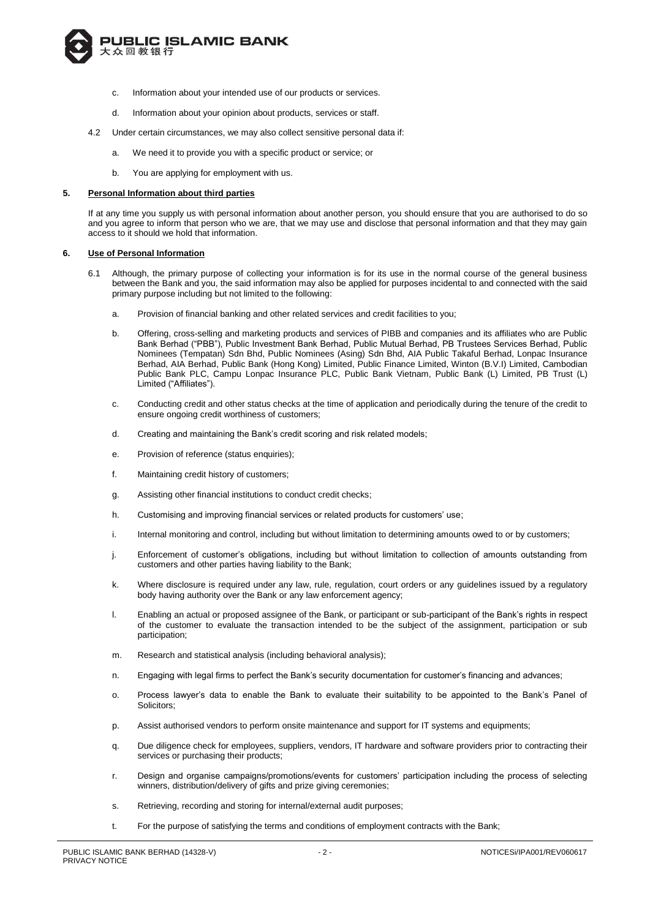c. Information about your intended use of our products or services.

d. Information about your opinion about products, services or staff.

4.2 Under certain circumstances, we may also collect sensitive personal data if:

a. We need it to provide you with a specific product or service; or

b. You are applying for employment with us.

## 5. Personal Information about third parties

If at any time you supply us with personal information about another person, you should ensure that you are authorised to do so and you agree to inform that person who we are, that we may use and disclose that personal information and that they may gain access to it should we hold that information.

## 6. Use of Personal Information

6.1 Although, the primary purpose of collecting your information is for its use in the normal course of the general business between the Bank and you, the said information may also be applied for purposes incidental to and connected with the said primary purpose including but not limited to the following:

a. Provision of financial banking and other related services and credit facilities to you;

b. Offering, cross-selling and marketing products and services of PIBB and companies and its affiliates who are Public Bank Berhad ("PBB"), Public Investment Bank Berhad, Public Mutual Berhad, PB Trustees Services Berhad, Public Nominees (Tempatan) Sdn Bhd, Public Nominees (Asing) Sdn Bhd, AIA Public Takaful Berhad, Lonpac Insurance Berhad, AIA Berhad, Public Bank (Hong Kong) Limited, Public Finance Limited, Winton (B.V.I) Limited, Cambodian Public Bank PLC, Campu Lonpac Insurance PLC, Public Bank Vietnam, Public Bank (L) Limited, PB Trust (L) Limited ("Affiliates").

c. Conducting credit and other status checks at the time of application and periodically during the tenure of the credit to ensure ongoing credit worthiness of customers;

d. Creating and maintaining the Bank's credit scoring and risk related models;

e. Provision of reference (status enquiries);

f. Maintaining credit history of customers;

g. Assisting other financial institutions to conduct credit checks;

h. Customising and improving financial services or related products for customers' use;

i. Internal monitoring and control, including but without limitation to determining amounts owed to or by customers;

j. Enforcement of customer's obligations, including but without limitation to collection of amounts outstanding from customers and other parties having liability to the Bank;

k. Where disclosure is required under any law, rule, regulation, court orders or any guidelines issued by a regulatory body having authority over the Bank or any law enforcement agency;

l. Enabling an actual or proposed assignee of the Bank, or participant or sub-participant of the Bank's rights in respect of the customer to evaluate the transaction intended to be the subject of the assignment, participation or sub participation;

m. Research and statistical analysis (including behavioral analysis);

n. Engaging with legal firms to perfect the Bank's security documentation for customer's financing and advances;

o. Process lawyer's data to enable the Bank to evaluate their suitability to be appointed to the Bank's Panel of Solicitors;

p. Assist authorised vendors to perform onsite maintenance and support for IT systems and equipments;

q. Due diligence check for employees, suppliers, vendors, IT hardware and software providers prior to contracting their services or purchasing their products;

r. Design and organise campaigns/promotions/events for customers' participation including the process of selecting winners, distribution/delivery of gifts and prize giving ceremonies;

s. Retrieving, recording and storing for internal/external audit purposes;

t. For the purpose of satisfying the terms and conditions of employment contracts with the Bank;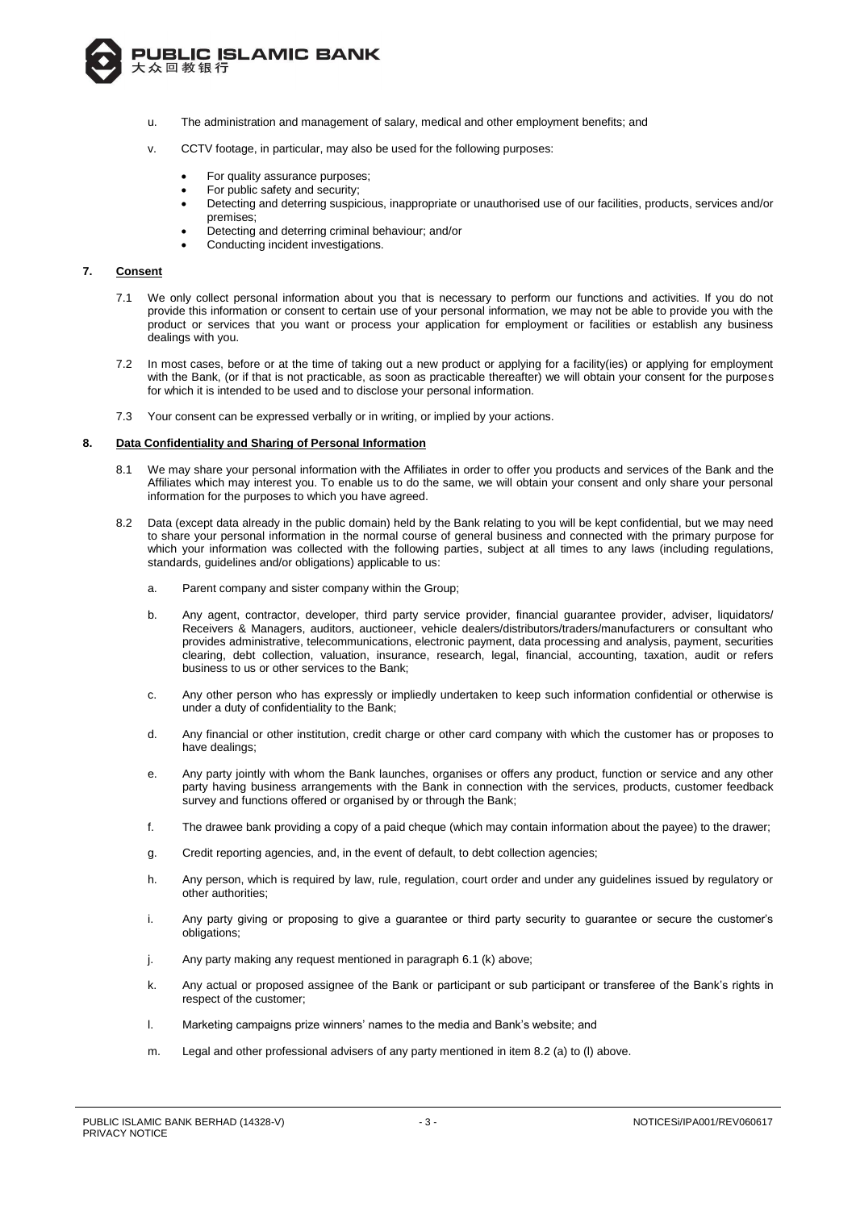u. The administration and management of salary, medical and other employment benefits; and

v. CCTV footage, in particular, may also be used for the following purposes:

- For quality assurance purposes;
- For public safety and security;
- Detecting and deterring suspicious, inappropriate or unauthorised use of our facilities, products, services and/or premises;
- Detecting and deterring criminal behaviour; and/or
- Conducting incident investigations.

## 7. Consent

7.1 We only collect personal information about you that is necessary to perform our functions and activities. If you do not provide this information or consent to certain use of your personal information, we may not be able to provide you with the product or services that you want or process your application for employment or facilities or establish any business dealings with you.

7.2 In most cases, before or at the time of taking out a new product or applying for a facility(ies) or applying for employment with the Bank, (or if that is not practicable, as soon as practicable thereafter) we will obtain your consent for the purposes for which it is intended to be used and to disclose your personal information.

7.3 Your consent can be expressed verbally or in writing, or implied by your actions.

## 8. Data Confidentiality and Sharing of Personal Information

8.1 We may share your personal information with the Affiliates in order to offer you products and services of the Bank and the Affiliates which may interest you. To enable us to do the same, we will obtain your consent and only share your personal information for the purposes to which you have agreed.

8.2 Data (except data already in the public domain) held by the Bank relating to you will be kept confidential, but we may need to share your personal information in the normal course of general business and connected with the primary purpose for which your information was collected with the following parties, subject at all times to any laws (including regulations, standards, guidelines and/or obligations) applicable to us:

a. Parent company and sister company within the Group;

b. Any agent, contractor, developer, third party service provider, financial guarantee provider, adviser, liquidators/ Receivers & Managers, auditors, auctioneer, vehicle dealers/distributors/traders/manufacturers or consultant who provides administrative, telecommunications, electronic payment, data processing and analysis, payment, securities clearing, debt collection, valuation, insurance, research, legal, financial, accounting, taxation, audit or refers business to us or other services to the Bank;

c. Any other person who has expressly or impliedly undertaken to keep such information confidential or otherwise is under a duty of confidentiality to the Bank;

d. Any financial or other institution, credit charge or other card company with which the customer has or proposes to have dealings;

e. Any party jointly with whom the Bank launches, organises or offers any product, function or service and any other party having business arrangements with the Bank in connection with the services, products, customer feedback survey and functions offered or organised by or through the Bank;

f. The drawee bank providing a copy of a paid cheque (which may contain information about the payee) to the drawer;

g. Credit reporting agencies, and, in the event of default, to debt collection agencies;

h. Any person, which is required by law, rule, regulation, court order and under any guidelines issued by regulatory or other authorities;

i. Any party giving or proposing to give a guarantee or third party security to guarantee or secure the customer's obligations;

j. Any party making any request mentioned in paragraph 6.1 (k) above;

k. Any actual or proposed assignee of the Bank or participant or sub participant or transferee of the Bank's rights in respect of the customer;

l. Marketing campaigns prize winners' names to the media and Bank's website; and

m. Legal and other professional advisers of any party mentioned in item 8.2 (a) to (l) above.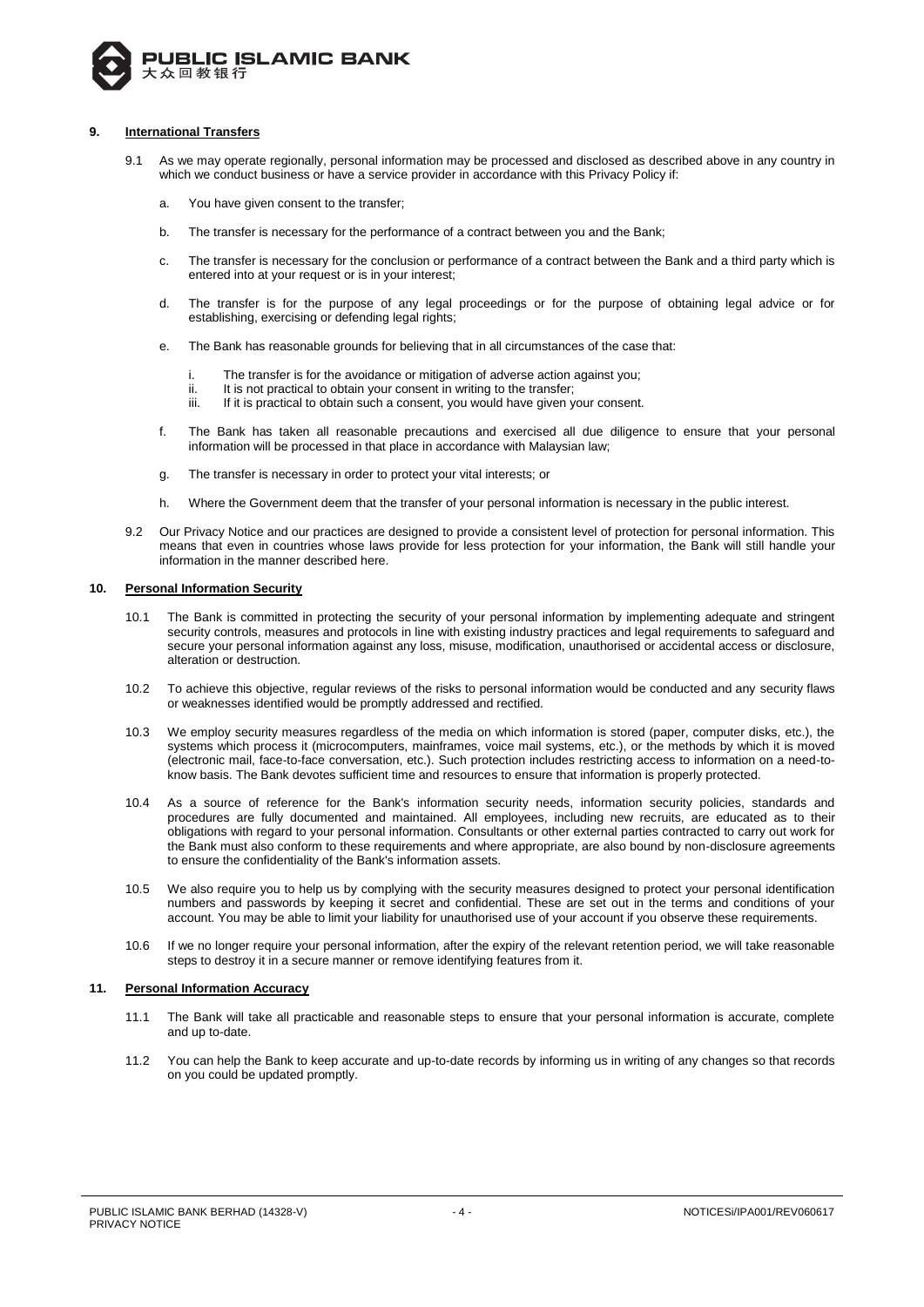## 9. International Transfers

9.1 As we may operate regionally, personal information may be processed and disclosed as described above in any country in which we conduct business or have a service provider in accordance with this Privacy Policy if:

a. You have given consent to the transfer;

b. The transfer is necessary for the performance of a contract between you and the Bank;

c. The transfer is necessary for the conclusion or performance of a contract between the Bank and a third party which is entered into at your request or is in your interest;

d. The transfer is for the purpose of any legal proceedings or for the purpose of obtaining legal advice or for establishing, exercising or defending legal rights;

e. The Bank has reasonable grounds for believing that in all circumstances of the case that:

i. The transfer is for the avoidance or mitigation of adverse action against you;
ii. It is not practical to obtain your consent in writing to the transfer;
iii. If it is practical to obtain such a consent, you would have given your consent.

f. The Bank has taken all reasonable precautions and exercised all due diligence to ensure that your personal information will be processed in that place in accordance with Malaysian law;

g. The transfer is necessary in order to protect your vital interests; or

h. Where the Government deem that the transfer of your personal information is necessary in the public interest.

9.2 Our Privacy Notice and our practices are designed to provide a consistent level of protection for personal information. This means that even in countries whose laws provide for less protection for your information, the Bank will still handle your information in the manner described here.

## 10. Personal Information Security

10.1 The Bank is committed in protecting the security of your personal information by implementing adequate and stringent security controls, measures and protocols in line with existing industry practices and legal requirements to safeguard and secure your personal information against any loss, misuse, modification, unauthorised or accidental access or disclosure, alteration or destruction.

10.2 To achieve this objective, regular reviews of the risks to personal information would be conducted and any security flaws or weaknesses identified would be promptly addressed and rectified.

10.3 We employ security measures regardless of the media on which information is stored (paper, computer disks, etc.), the systems which process it (microcomputers, mainframes, voice mail systems, etc.), or the methods by which it is moved (electronic mail, face-to-face conversation, etc.). Such protection includes restricting access to information on a need-to-know basis. The Bank devotes sufficient time and resources to ensure that information is properly protected.

10.4 As a source of reference for the Bank's information security needs, information security policies, standards and procedures are fully documented and maintained. All employees, including new recruits, are educated as to their obligations with regard to your personal information. Consultants or other external parties contracted to carry out work for the Bank must also conform to these requirements and where appropriate, are also bound by non-disclosure agreements to ensure the confidentiality of the Bank's information assets.

10.5 We also require you to help us by complying with the security measures designed to protect your personal identification numbers and passwords by keeping it secret and confidential. These are set out in the terms and conditions of your account. You may be able to limit your liability for unauthorised use of your account if you observe these requirements.

10.6 If we no longer require your personal information, after the expiry of the relevant retention period, we will take reasonable steps to destroy it in a secure manner or remove identifying features from it.

## 11. Personal Information Accuracy

11.1 The Bank will take all practicable and reasonable steps to ensure that your personal information is accurate, complete and up to-date.

11.2 You can help the Bank to keep accurate and up-to-date records by informing us in writing of any changes so that records on you could be updated promptly.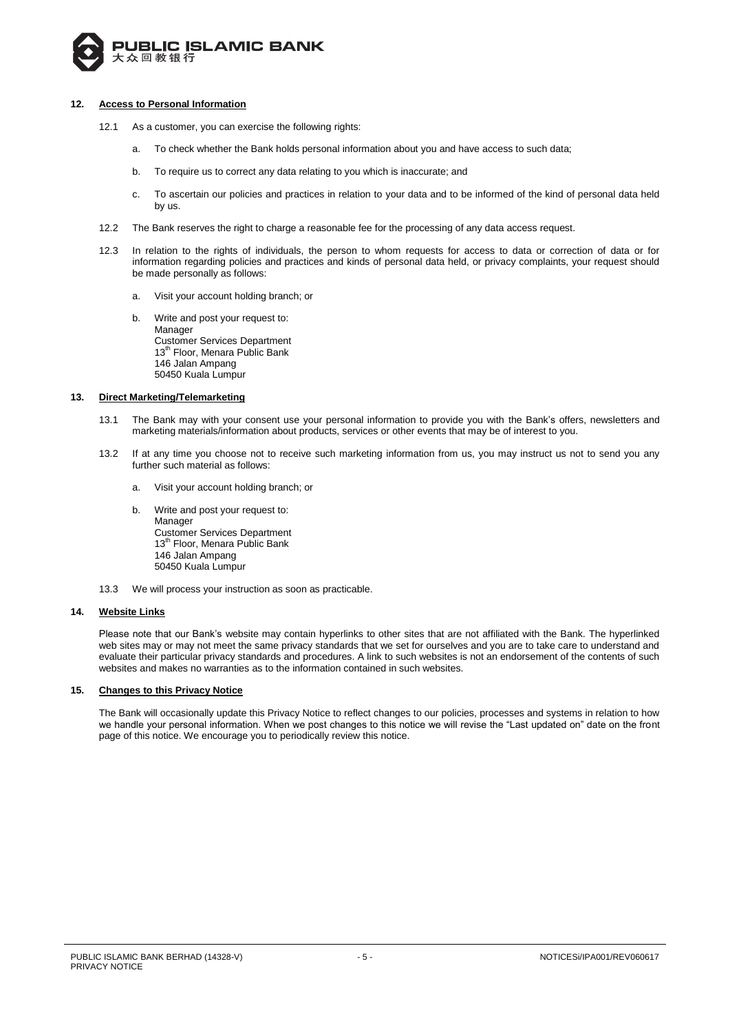## 12. Access to Personal Information

12.1 As a customer, you can exercise the following rights:

a. To check whether the Bank holds personal information about you and have access to such data;

b. To require us to correct any data relating to you which is inaccurate; and

c. To ascertain our policies and practices in relation to your data and to be informed of the kind of personal data held by us.

12.2 The Bank reserves the right to charge a reasonable fee for the processing of any data access request.

12.3 In relation to the rights of individuals, the person to whom requests for access to data or correction of data or for information regarding policies and practices and kinds of personal data held, or privacy complaints, your request should be made personally as follows:

a. Visit your account holding branch; or

b. Write and post your request to:
Manager
Customer Services Department
13th Floor, Menara Public Bank
146 Jalan Ampang
50450 Kuala Lumpur

## 13. Direct Marketing/Telemarketing

13.1 The Bank may with your consent use your personal information to provide you with the Bank's offers, newsletters and marketing materials/information about products, services or other events that may be of interest to you.

13.2 If at any time you choose not to receive such marketing information from us, you may instruct us not to send you any further such material as follows:

a. Visit your account holding branch; or

b. Write and post your request to:
Manager
Customer Services Department
13th Floor, Menara Public Bank
146 Jalan Ampang
50450 Kuala Lumpur

13.3 We will process your instruction as soon as practicable.

## 14. Website Links

Please note that our Bank's website may contain hyperlinks to other sites that are not affiliated with the Bank. The hyperlinked web sites may or may not meet the same privacy standards that we set for ourselves and you are to take care to understand and evaluate their particular privacy standards and procedures. A link to such websites is not an endorsement of the contents of such websites and makes no warranties as to the information contained in such websites.

## 15. Changes to this Privacy Notice

The Bank will occasionally update this Privacy Notice to reflect changes to our policies, processes and systems in relation to how we handle your personal information. When we post changes to this notice we will revise the "Last updated on" date on the front page of this notice. We encourage you to periodically review this notice.